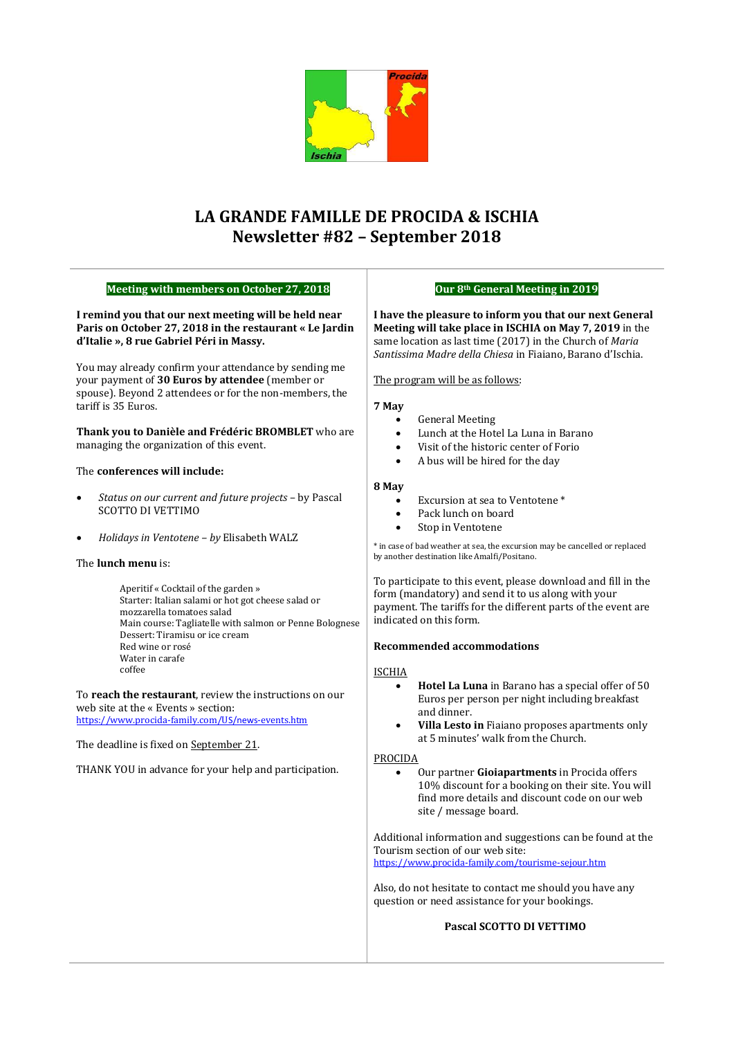# LA GRANDE FAMILLE DE PROCIDA & ISCHIA
# Newsletter #82 – September 2018

## Meeting with members on October 27, 2018

**I remind you that our next meeting will be held near Paris on October 27, 2018 in the restaurant « Le Jardin d'Italie », 8 rue Gabriel Péri in Massy.**

You may already confirm your attendance by sending me your payment of **30 Euros by attendee** (member or spouse). Beyond 2 attendees or for the non-members, the tariff is 35 Euros.

**Thank you to Danièle and Frédéric BROMBLET** who are managing the organization of this event.

The **conferences will include:**

- *Status on our current and future projects* – by Pascal SCOTTO DI VETTIMO
- *Holidays in Ventotene – by* Elisabeth WALZ

The **lunch menu** is:

Aperitif « Cocktail of the garden »
Starter: Italian salami or hot got cheese salad or mozzarella tomatoes salad
Main course: Tagliatelle with salmon or Penne Bolognese
Dessert: Tiramisu or ice cream
Red wine or rosé
Water in carafe
coffee

To **reach the restaurant**, review the instructions on our web site at the « Events » section:
https://www.procida-family.com/US/news-events.htm

The deadline is fixed on September 21.

THANK YOU in advance for your help and participation.

## Our 8th General Meeting in 2019

**I have the pleasure to inform you that our next General Meeting will take place in ISCHIA on May 7, 2019** in the same location as last time (2017) in the Church of *Maria Santissima Madre della Chiesa* in Fiaiano, Barano d'Ischia.

The program will be as follows:

**7 May**

- General Meeting
- Lunch at the Hotel La Luna in Barano
- Visit of the historic center of Forio
- A bus will be hired for the day

**8 May**

- Excursion at sea to Ventotene *
- Pack lunch on board
- Stop in Ventotene

\* in case of bad weather at sea, the excursion may be cancelled or replaced by another destination like Amalfi/Positano.

To participate to this event, please download and fill in the form (mandatory) and send it to us along with your payment. The tariffs for the different parts of the event are indicated on this form.

**Recommended accommodations**

ISCHIA

- **Hotel La Luna** in Barano has a special offer of 50 Euros per person per night including breakfast and dinner.
- **Villa Lesto in** Fiaiano proposes apartments only at 5 minutes' walk from the Church.

PROCIDA

- Our partner **Gioiapartments** in Procida offers 10% discount for a booking on their site. You will find more details and discount code on our web site / message board.

Additional information and suggestions can be found at the Tourism section of our web site:
https://www.procida-family.com/tourisme-sejour.htm

Also, do not hesitate to contact me should you have any question or need assistance for your bookings.

**Pascal SCOTTO DI VETTIMO**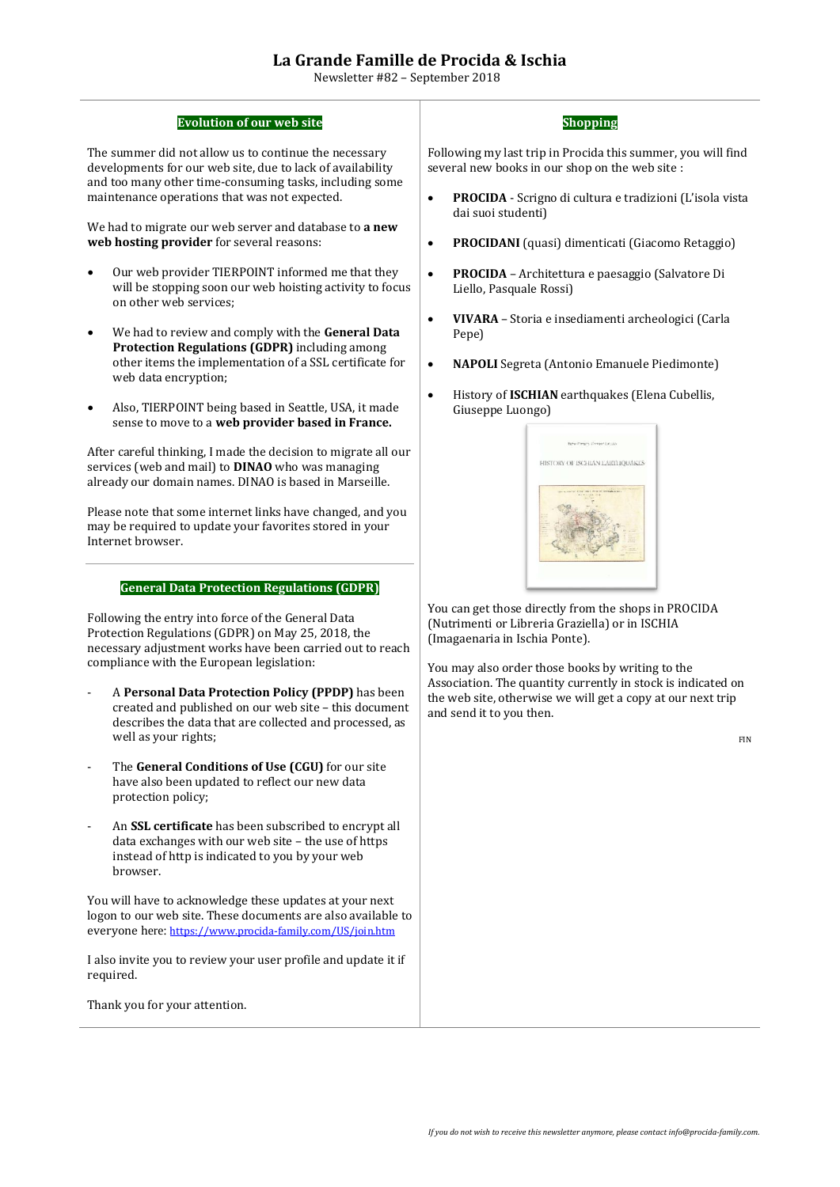# La Grande Famille de Procida & Ischia

Newsletter #82 – September 2018

## Evolution of our web site

The summer did not allow us to continue the necessary developments for our web site, due to lack of availability and too many other time-consuming tasks, including some maintenance operations that was not expected.

We had to migrate our web server and database to **a new web hosting provider** for several reasons:

- Our web provider TIERPOINT informed me that they will be stopping soon our web hoisting activity to focus on other web services;
- We had to review and comply with the **General Data Protection Regulations (GDPR)** including among other items the implementation of a SSL certificate for web data encryption;
- Also, TIERPOINT being based in Seattle, USA, it made sense to move to a **web provider based in France.**

After careful thinking, I made the decision to migrate all our services (web and mail) to **DINAO** who was managing already our domain names. DINAO is based in Marseille.

Please note that some internet links have changed, and you may be required to update your favorites stored in your Internet browser.

## General Data Protection Regulations (GDPR)

Following the entry into force of the General Data Protection Regulations (GDPR) on May 25, 2018, the necessary adjustment works have been carried out to reach compliance with the European legislation:

- A **Personal Data Protection Policy (PPDP)** has been created and published on our web site – this document describes the data that are collected and processed, as well as your rights;
- The **General Conditions of Use (CGU)** for our site have also been updated to reflect our new data protection policy;
- An **SSL certificate** has been subscribed to encrypt all data exchanges with our web site – the use of https instead of http is indicated to you by your web browser.

You will have to acknowledge these updates at your next logon to our web site. These documents are also available to everyone here: https://www.procida-family.com/US/join.htm

I also invite you to review your user profile and update it if required.

Thank you for your attention.

## Shopping

Following my last trip in Procida this summer, you will find several new books in our shop on the web site :

- **PROCIDA** - Scrigno di cultura e tradizioni (L'isola vista dai suoi studenti)
- **PROCIDANI** (quasi) dimenticati (Giacomo Retaggio)
- **PROCIDA** – Architettura e paesaggio (Salvatore Di Liello, Pasquale Rossi)
- **VIVARA** – Storia e insediamenti archeologici (Carla Pepe)
- **NAPOLI** Segreta (Antonio Emanuele Piedimonte)
- History of **ISCHIAN** earthquakes (Elena Cubellis, Giuseppe Luongo)

You can get those directly from the shops in PROCIDA (Nutrimenti or Libreria Graziella) or in ISCHIA (Imagaenaria in Ischia Ponte).

You may also order those books by writing to the Association. The quantity currently in stock is indicated on the web site, otherwise we will get a copy at our next trip and send it to you then.

FIN

*If you do not wish to receive this newsletter anymore, please contact info@procida-family.com.*